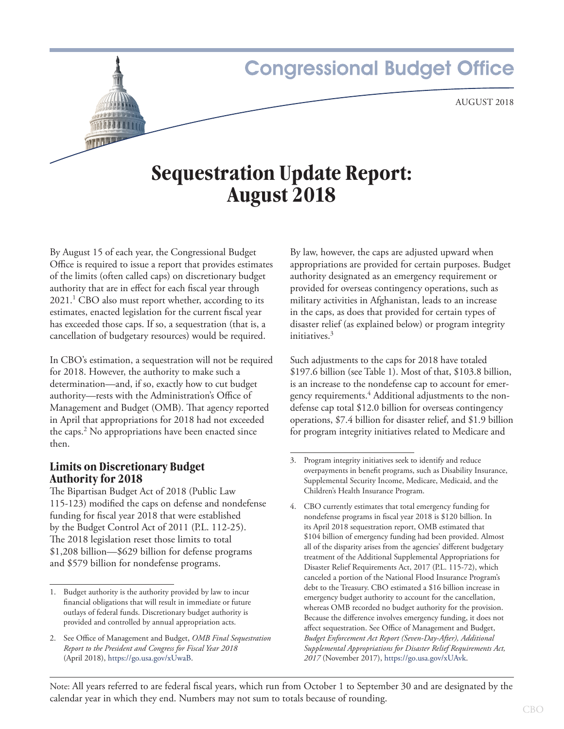Congressional Budget Office

AUGUST 2018

# Sequestration Update Report: August 2018

By August 15 of each year, the Congressional Budget Office is required to issue a report that provides estimates of the limits (often called caps) on discretionary budget authority that are in effect for each fiscal year through 2021.[1] CBO also must report whether, according to its estimates, enacted legislation for the current fiscal year has exceeded those caps. If so, a sequestration (that is, a cancellation of budgetary resources) would be required.

In CBO's estimation, a sequestration will not be required for 2018. However, the authority to make such a determination—and, if so, exactly how to cut budget authority—rests with the Administration's Office of Management and Budget (OMB). That agency reported in April that appropriations for 2018 had not exceeded the caps.[2] No appropriations have been enacted since then.

## Limits on Discretionary Budget Authority for 2018

The Bipartisan Budget Act of 2018 (Public Law 115-123) modified the caps on defense and nondefense funding for fiscal year 2018 that were established by the Budget Control Act of 2011 (P.L. 112-25). The 2018 legislation reset those limits to total $1,208 billion—$629 billion for defense programs and $579 billion for nondefense programs.

By law, however, the caps are adjusted upward when appropriations are provided for certain purposes. Budget authority designated as an emergency requirement or provided for overseas contingency operations, such as military activities in Afghanistan, leads to an increase in the caps, as does that provided for certain types of disaster relief (as explained below) or program integrity initiatives.[3]

Such adjustments to the caps for 2018 have totaled $197.6 billion (see Table 1). Most of that, $103.8 billion, is an increase to the nondefense cap to account for emergency requirements.[4] Additional adjustments to the nondefense cap total $12.0 billion for overseas contingency operations, $7.4 billion for disaster relief, and $1.9 billion for program integrity initiatives related to Medicare and

---

1. Budget authority is the authority provided by law to incur financial obligations that will result in immediate or future outlays of federal funds. Discretionary budget authority is provided and controlled by annual appropriation acts.

2. See Office of Management and Budget, *OMB Final Sequestration Report to the President and Congress for Fiscal Year 2018* (April 2018), https://go.usa.gov/xUwaB.

3. Program integrity initiatives seek to identify and reduce overpayments in benefit programs, such as Disability Insurance, Supplemental Security Income, Medicare, Medicaid, and the Children's Health Insurance Program.

4. CBO currently estimates that total emergency funding for nondefense programs in fiscal year 2018 is $120 billion. In its April 2018 sequestration report, OMB estimated that $104 billion of emergency funding had been provided. Almost all of the disparity arises from the agencies' different budgetary treatment of the Additional Supplemental Appropriations for Disaster Relief Requirements Act, 2017 (P.L. 115-72), which canceled a portion of the National Flood Insurance Program's debt to the Treasury. CBO estimated a $16 billion increase in emergency budget authority to account for the cancellation, whereas OMB recorded no budget authority for the provision. Because the difference involves emergency funding, it does not affect sequestration. See Office of Management and Budget, *Budget Enforcement Act Report (Seven-Day-After), Additional Supplemental Appropriations for Disaster Relief Requirements Act, 2017* (November 2017), https://go.usa.gov/xUAvk.

Note: All years referred to are federal fiscal years, which run from October 1 to September 30 and are designated by the calendar year in which they end. Numbers may not sum to totals because of rounding.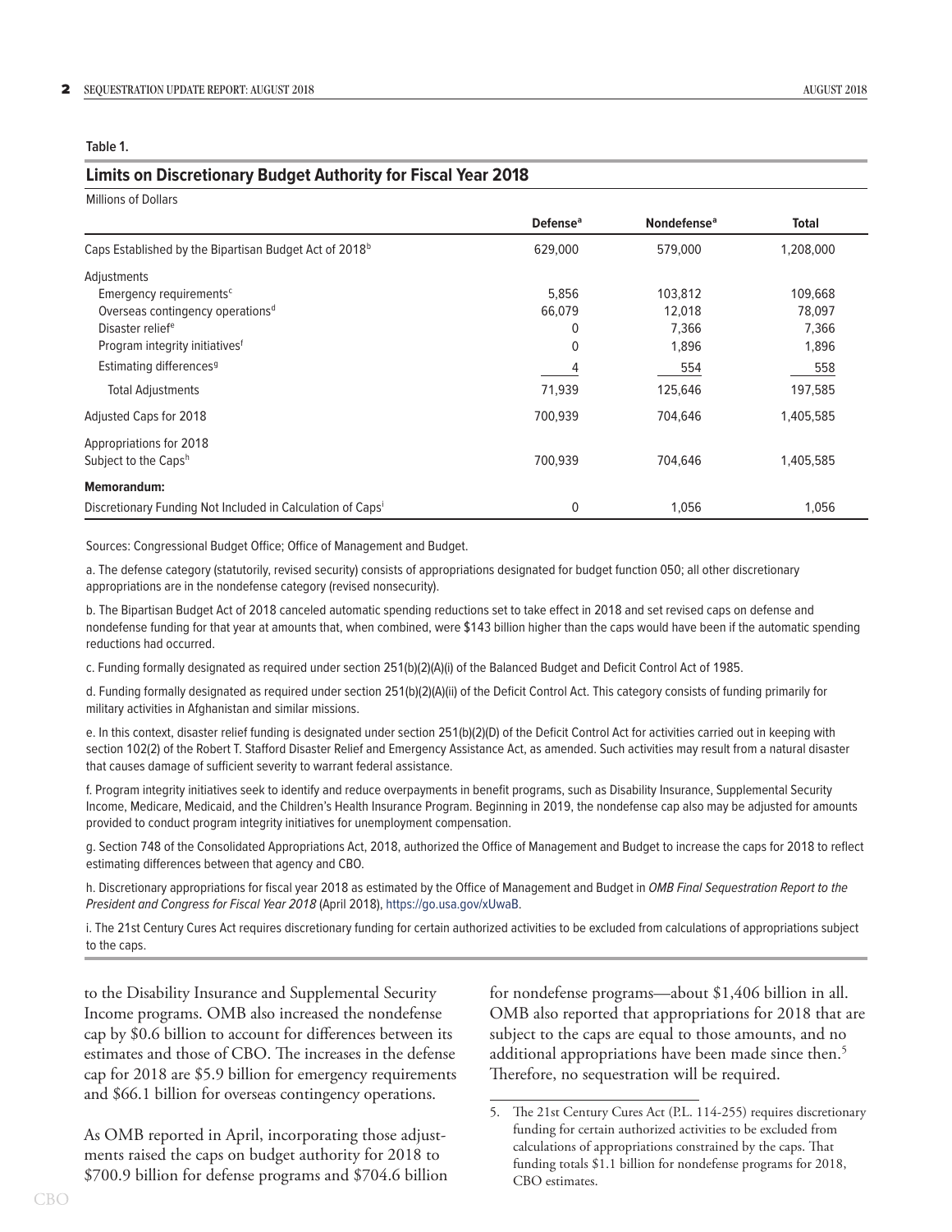**Table 1.**

## Limits on Discretionary Budget Authority for Fiscal Year 2018

Millions of Dollars

| | Defense[a] | Nondefense[a] | Total |
|---|---|---|---|
| Caps Established by the Bipartisan Budget Act of 2018[b] | 629,000 | 579,000 | 1,208,000 |
| Adjustments | | | |
| Emergency requirements[c] | 5,856 | 103,812 | 109,668 |
| Overseas contingency operations[d] | 66,079 | 12,018 | 78,097 |
| Disaster relief[e] | 0 | 7,366 | 7,366 |
| Program integrity initiatives[f] | 0 | 1,896 | 1,896 |
| Estimating differences[g] | 4 | 554 | 558 |
| Total Adjustments | 71,939 | 125,646 | 197,585 |
| Adjusted Caps for 2018 | 700,939 | 704,646 | 1,405,585 |
| Appropriations for 2018 Subject to the Caps[h] | 700,939 | 704,646 | 1,405,585 |
| **Memorandum:** | | | |
| Discretionary Funding Not Included in Calculation of Caps[i] | 0 | 1,056 | 1,056 |

Sources: Congressional Budget Office; Office of Management and Budget.

a. The defense category (statutorily, revised security) consists of appropriations designated for budget function 050; all other discretionary appropriations are in the nondefense category (revised nonsecurity).

b. The Bipartisan Budget Act of 2018 canceled automatic spending reductions set to take effect in 2018 and set revised caps on defense and nondefense funding for that year at amounts that, when combined, were $143 billion higher than the caps would have been if the automatic spending reductions had occurred.

c. Funding formally designated as required under section 251(b)(2)(A)(i) of the Balanced Budget and Deficit Control Act of 1985.

d. Funding formally designated as required under section 251(b)(2)(A)(ii) of the Deficit Control Act. This category consists of funding primarily for military activities in Afghanistan and similar missions.

e. In this context, disaster relief funding is designated under section 251(b)(2)(D) of the Deficit Control Act for activities carried out in keeping with section 102(2) of the Robert T. Stafford Disaster Relief and Emergency Assistance Act, as amended. Such activities may result from a natural disaster that causes damage of sufficient severity to warrant federal assistance.

f. Program integrity initiatives seek to identify and reduce overpayments in benefit programs, such as Disability Insurance, Supplemental Security Income, Medicare, Medicaid, and the Children's Health Insurance Program. Beginning in 2019, the nondefense cap also may be adjusted for amounts provided to conduct program integrity initiatives for unemployment compensation.

g. Section 748 of the Consolidated Appropriations Act, 2018, authorized the Office of Management and Budget to increase the caps for 2018 to reflect estimating differences between that agency and CBO.

h. Discretionary appropriations for fiscal year 2018 as estimated by the Office of Management and Budget in *OMB Final Sequestration Report to the President and Congress for Fiscal Year 2018* (April 2018), https://go.usa.gov/xUwaB.

i. The 21st Century Cures Act requires discretionary funding for certain authorized activities to be excluded from calculations of appropriations subject to the caps.

to the Disability Insurance and Supplemental Security Income programs. OMB also increased the nondefense cap by $0.6 billion to account for differences between its estimates and those of CBO. The increases in the defense cap for 2018 are $5.9 billion for emergency requirements and $66.1 billion for overseas contingency operations.

As OMB reported in April, incorporating those adjustments raised the caps on budget authority for 2018 to $700.9 billion for defense programs and $704.6 billion for nondefense programs—about $1,406 billion in all. OMB also reported that appropriations for 2018 that are subject to the caps are equal to those amounts, and no additional appropriations have been made since then.[5] Therefore, no sequestration will be required.

5. The 21st Century Cures Act (P.L. 114-255) requires discretionary funding for certain authorized activities to be excluded from calculations of appropriations constrained by the caps. That funding totals $1.1 billion for nondefense programs for 2018, CBO estimates.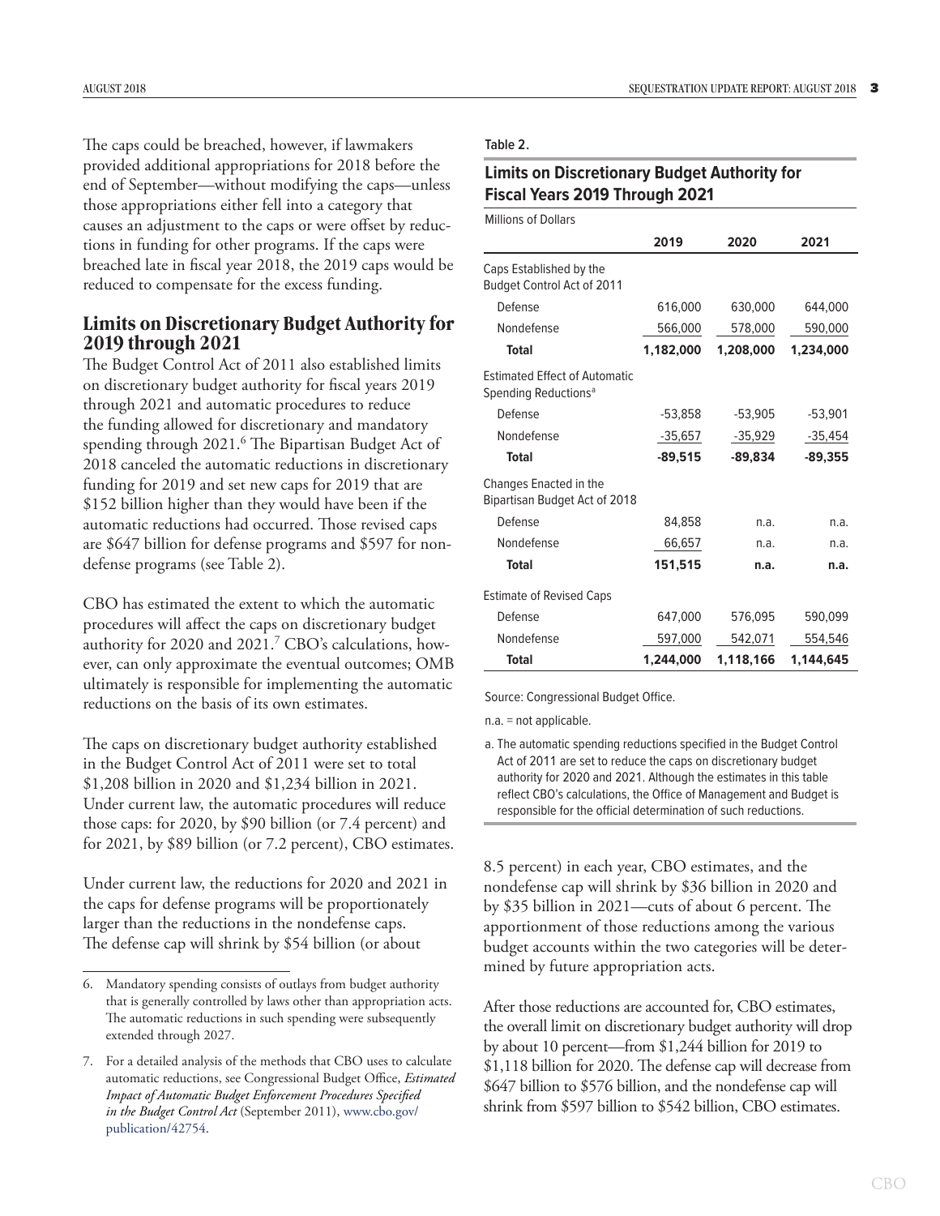The caps could be breached, however, if lawmakers provided additional appropriations for 2018 before the end of September—without modifying the caps—unless those appropriations either fell into a category that causes an adjustment to the caps or were offset by reductions in funding for other programs. If the caps were breached late in fiscal year 2018, the 2019 caps would be reduced to compensate for the excess funding.

## Limits on Discretionary Budget Authority for 2019 through 2021

The Budget Control Act of 2011 also established limits on discretionary budget authority for fiscal years 2019 through 2021 and automatic procedures to reduce the funding allowed for discretionary and mandatory spending through 2021.[6] The Bipartisan Budget Act of 2018 canceled the automatic reductions in discretionary funding for 2019 and set new caps for 2019 that are $152 billion higher than they would have been if the automatic reductions had occurred. Those revised caps are $647 billion for defense programs and $597 for nondefense programs (see Table 2).

CBO has estimated the extent to which the automatic procedures will affect the caps on discretionary budget authority for 2020 and 2021.[7] CBO's calculations, however, can only approximate the eventual outcomes; OMB ultimately is responsible for implementing the automatic reductions on the basis of its own estimates.

The caps on discretionary budget authority established in the Budget Control Act of 2011 were set to total $1,208 billion in 2020 and $1,234 billion in 2021. Under current law, the automatic procedures will reduce those caps: for 2020, by $90 billion (or 7.4 percent) and for 2021, by $89 billion (or 7.2 percent), CBO estimates.

Under current law, the reductions for 2020 and 2021 in the caps for defense programs will be proportionately larger than the reductions in the nondefense caps. The defense cap will shrink by $54 billion (or about 8.5 percent) in each year, CBO estimates, and the nondefense cap will shrink by $36 billion in 2020 and by $35 billion in 2021—cuts of about 6 percent. The apportionment of those reductions among the various budget accounts within the two categories will be determined by future appropriation acts.

After those reductions are accounted for, CBO estimates, the overall limit on discretionary budget authority will drop by about 10 percent—from $1,244 billion for 2019 to $1,118 billion for 2020. The defense cap will decrease from $647 billion to $576 billion, and the nondefense cap will shrink from $597 billion to $542 billion, CBO estimates.

Table 2.

**Limits on Discretionary Budget Authority for Fiscal Years 2019 Through 2021**

Millions of Dollars

| | 2019 | 2020 | 2021 |
|---|---|---|---|
| Caps Established by the Budget Control Act of 2011 | | | |
| Defense | 616,000 | 630,000 | 644,000 |
| Nondefense | 566,000 | 578,000 | 590,000 |
| **Total** | **1,182,000** | **1,208,000** | **1,234,000** |
| Estimated Effect of Automatic Spending Reductions[a] | | | |
| Defense | -53,858 | -53,905 | -53,901 |
| Nondefense | -35,657 | -35,929 | -35,454 |
| **Total** | **-89,515** | **-89,834** | **-89,355** |
| Changes Enacted in the Bipartisan Budget Act of 2018 | | | |
| Defense | 84,858 | n.a. | n.a. |
| Nondefense | 66,657 | n.a. | n.a. |
| **Total** | **151,515** | **n.a.** | **n.a.** |
| Estimate of Revised Caps | | | |
| Defense | 647,000 | 576,095 | 590,099 |
| Nondefense | 597,000 | 542,071 | 554,546 |
| **Total** | **1,244,000** | **1,118,166** | **1,144,645** |

Source: Congressional Budget Office.

n.a. = not applicable.

a. The automatic spending reductions specified in the Budget Control Act of 2011 are set to reduce the caps on discretionary budget authority for 2020 and 2021. Although the estimates in this table reflect CBO's calculations, the Office of Management and Budget is responsible for the official determination of such reductions.

---

6. Mandatory spending consists of outlays from budget authority that is generally controlled by laws other than appropriation acts. The automatic reductions in such spending were subsequently extended through 2027.

7. For a detailed analysis of the methods that CBO uses to calculate automatic reductions, see Congressional Budget Office, *Estimated Impact of Automatic Budget Enforcement Procedures Specified in the Budget Control Act* (September 2011), www.cbo.gov/publication/42754.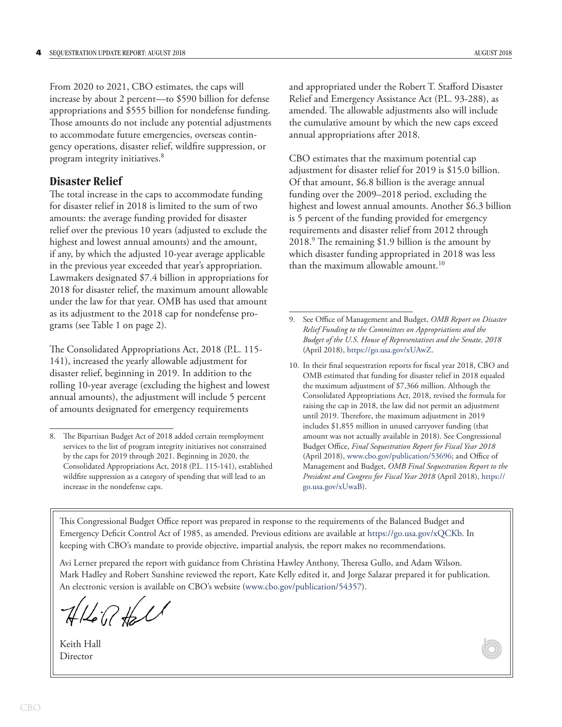From 2020 to 2021, CBO estimates, the caps will increase by about 2 percent—to $590 billion for defense appropriations and $555 billion for nondefense funding. Those amounts do not include any potential adjustments to accommodate future emergencies, overseas contingency operations, disaster relief, wildfire suppression, or program integrity initiatives.[8]

## Disaster Relief

The total increase in the caps to accommodate funding for disaster relief in 2018 is limited to the sum of two amounts: the average funding provided for disaster relief over the previous 10 years (adjusted to exclude the highest and lowest annual amounts) and the amount, if any, by which the adjusted 10-year average applicable in the previous year exceeded that year's appropriation. Lawmakers designated $7.4 billion in appropriations for 2018 for disaster relief, the maximum amount allowable under the law for that year. OMB has used that amount as its adjustment to the 2018 cap for nondefense programs (see Table 1 on page 2).

The Consolidated Appropriations Act, 2018 (P.L. 115-141), increased the yearly allowable adjustment for disaster relief, beginning in 2019. In addition to the rolling 10-year average (excluding the highest and lowest annual amounts), the adjustment will include 5 percent of amounts designated for emergency requirements and appropriated under the Robert T. Stafford Disaster Relief and Emergency Assistance Act (P.L. 93-288), as amended. The allowable adjustments also will include the cumulative amount by which the new caps exceed annual appropriations after 2018.

CBO estimates that the maximum potential cap adjustment for disaster relief for 2019 is $15.0 billion. Of that amount, $6.8 billion is the average annual funding over the 2009–2018 period, excluding the highest and lowest annual amounts. Another $6.3 billion is 5 percent of the funding provided for emergency requirements and disaster relief from 2012 through 2018.[9] The remaining $1.9 billion is the amount by which disaster funding appropriated in 2018 was less than the maximum allowable amount.[10]

---

8. The Bipartisan Budget Act of 2018 added certain reemployment services to the list of program integrity initiatives not constrained by the caps for 2019 through 2021. Beginning in 2020, the Consolidated Appropriations Act, 2018 (P.L. 115-141), established wildfire suppression as a category of spending that will lead to an increase in the nondefense caps.

9. See Office of Management and Budget, *OMB Report on Disaster Relief Funding to the Committees on Appropriations and the Budget of the U.S. House of Representatives and the Senate, 2018* (April 2018), https://go.usa.gov/xUAwZ.

10. In their final sequestration reports for fiscal year 2018, CBO and OMB estimated that funding for disaster relief in 2018 equaled the maximum adjustment of $7,366 million. Although the Consolidated Appropriations Act, 2018, revised the formula for raising the cap in 2018, the law did not permit an adjustment until 2019. Therefore, the maximum adjustment in 2019 includes $1,855 million in unused carryover funding (that amount was not actually available in 2018). See Congressional Budget Office, *Final Sequestration Report for Fiscal Year 2018* (April 2018), www.cbo.gov/publication/53696; and Office of Management and Budget, *OMB Final Sequestration Report to the President and Congress for Fiscal Year 2018* (April 2018), https://go.usa.gov/xUwaB).

---

This Congressional Budget Office report was prepared in response to the requirements of the Balanced Budget and Emergency Deficit Control Act of 1985, as amended. Previous editions are available at https://go.usa.gov/xQCKb. In keeping with CBO's mandate to provide objective, impartial analysis, the report makes no recommendations.

Avi Lerner prepared the report with guidance from Christina Hawley Anthony, Theresa Gullo, and Adam Wilson. Mark Hadley and Robert Sunshine reviewed the report, Kate Kelly edited it, and Jorge Salazar prepared it for publication. An electronic version is available on CBO's website (www.cbo.gov/publication/54357).

Keith Hall
Director